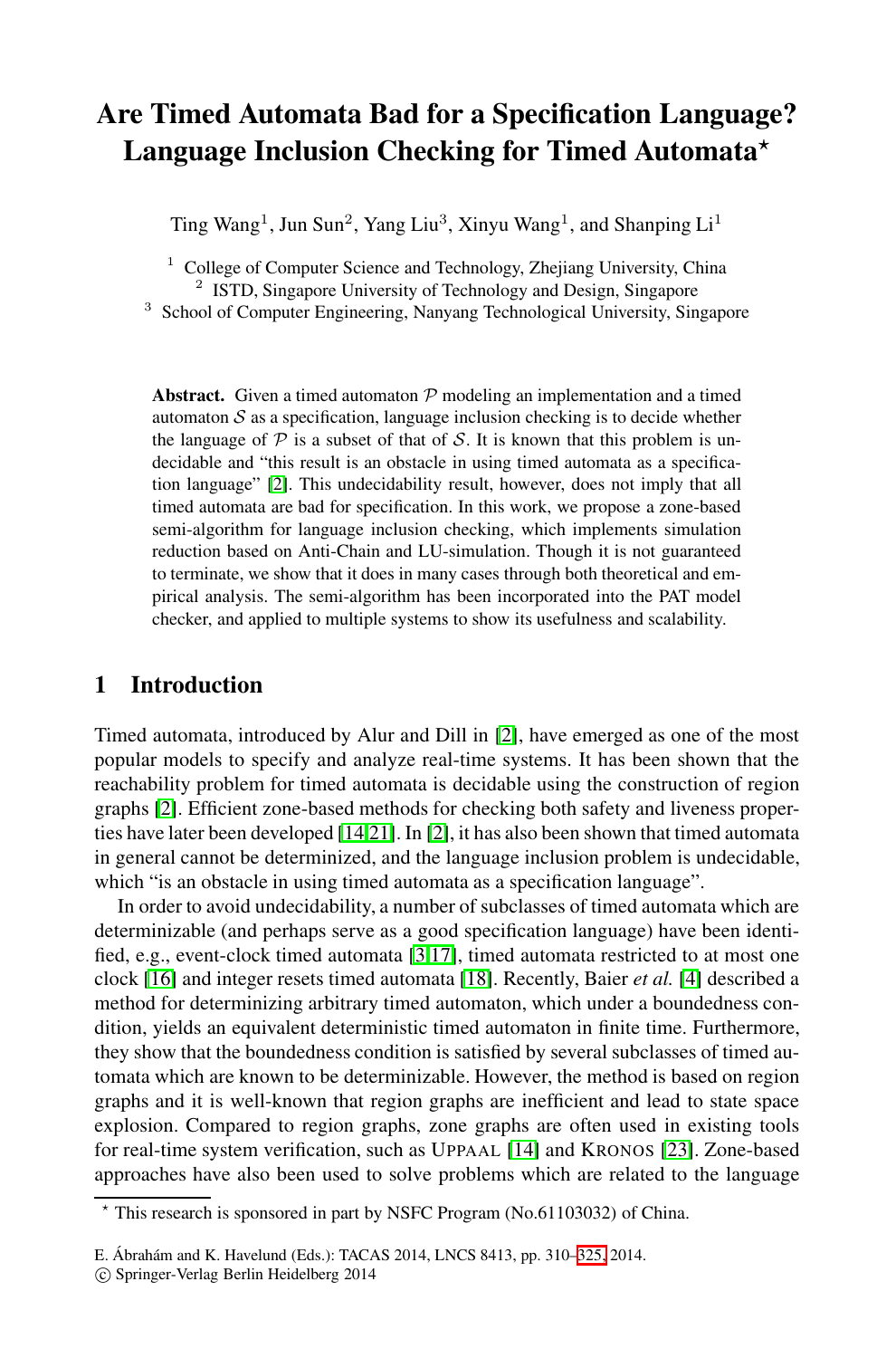# Are Timed Automata Bad for a Specification Language? Language Inclusion Checking for Timed Automata*

Ting Wang[1], Jun Sun[2], Yang Liu[3], Xinyu Wang[1], and Shanping Li[1]

[1] College of Computer Science and Technology, Zhejiang University, China
[2] ISTD, Singapore University of Technology and Design, Singapore
[3] School of Computer Engineering, Nanyang Technological University, Singapore

**Abstract.** Given a timed automaton $\mathcal{P}$ modeling an implementation and a timed automaton $\mathcal{S}$ as a specification, language inclusion checking is to decide whether the language of $\mathcal{P}$ is a subset of that of $\mathcal{S}$. It is known that this problem is undecidable and "this result is an obstacle in using timed automata as a specification language" [2]. This undecidability result, however, does not imply that all timed automata are bad for specification. In this work, we propose a zone-based semi-algorithm for language inclusion checking, which implements simulation reduction based on Anti-Chain and LU-simulation. Though it is not guaranteed to terminate, we show that it does in many cases through both theoretical and empirical analysis. The semi-algorithm has been incorporated into the PAT model checker, and applied to multiple systems to show its usefulness and scalability.

## 1 Introduction

Timed automata, introduced by Alur and Dill in [2], have emerged as one of the most popular models to specify and analyze real-time systems. It has been shown that the reachability problem for timed automata is decidable using the construction of region graphs [2]. Efficient zone-based methods for checking both safety and liveness properties have later been developed [14,21]. In [2], it has also been shown that timed automata in general cannot be determinized, and the language inclusion problem is undecidable, which "is an obstacle in using timed automata as a specification language".

In order to avoid undecidability, a number of subclasses of timed automata which are determinizable (and perhaps serve as a good specification language) have been identified, e.g., event-clock timed automata [3,17], timed automata restricted to at most one clock [16] and integer resets timed automata [18]. Recently, Baier *et al.* [4] described a method for determinizing arbitrary timed automaton, which under a boundedness condition, yields an equivalent deterministic timed automaton in finite time. Furthermore, they show that the boundedness condition is satisfied by several subclasses of timed automata which are known to be determinizable. However, the method is based on region graphs and it is well-known that region graphs are inefficient and lead to state space explosion. Compared to region graphs, zone graphs are often used in existing tools for real-time system verification, such as UPPAAL [14] and KRONOS [23]. Zone-based approaches have also been used to solve problems which are related to the language

* This research is sponsored in part by NSFC Program (No.61103032) of China.

E. Ábrahám and K. Havelund (Eds.): TACAS 2014, LNCS 8413, pp. 310–325, 2014.
© Springer-Verlag Berlin Heidelberg 2014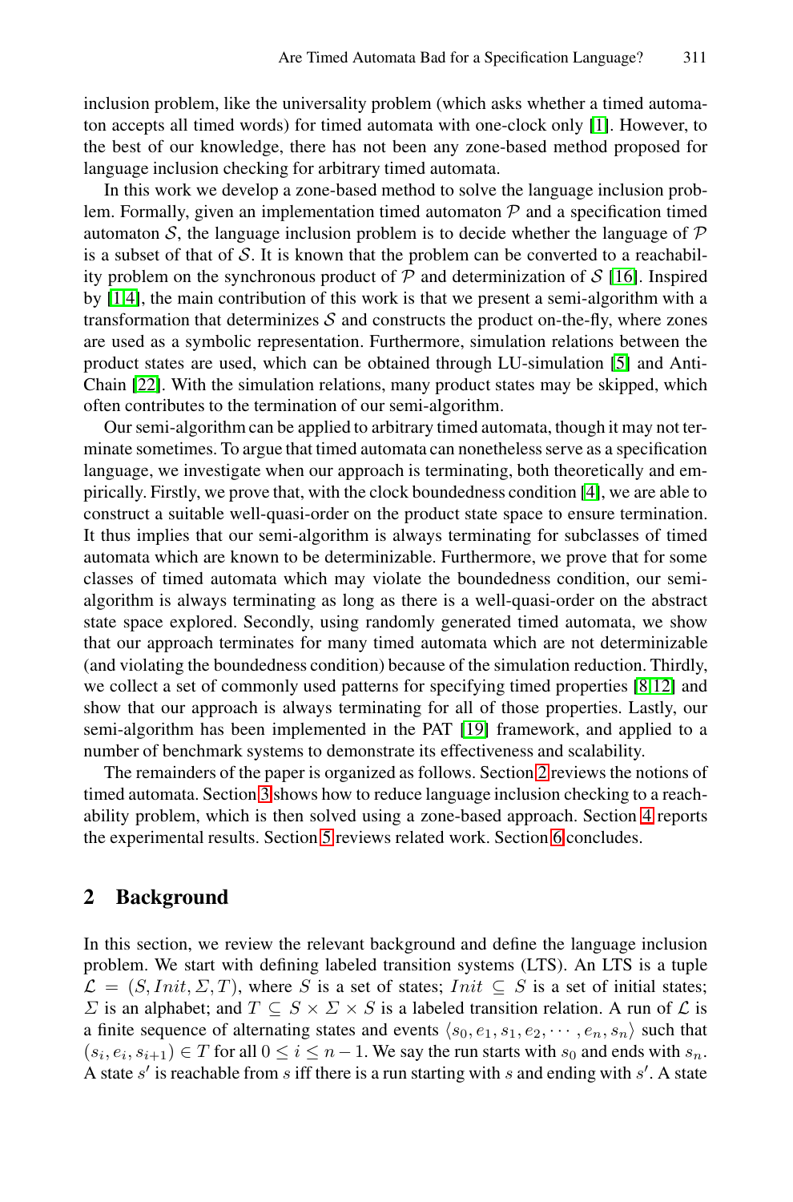inclusion problem, like the universality problem (which asks whether a timed automaton accepts all timed words) for timed automata with one-clock only [1]. However, to the best of our knowledge, there has not been any zone-based method proposed for language inclusion checking for arbitrary timed automata.

In this work we develop a zone-based method to solve the language inclusion problem. Formally, given an implementation timed automaton $\mathcal{P}$ and a specification timed automaton $\mathcal{S}$, the language inclusion problem is to decide whether the language of $\mathcal{P}$ is a subset of that of $\mathcal{S}$. It is known that the problem can be converted to a reachability problem on the synchronous product of $\mathcal{P}$ and determinization of $\mathcal{S}$ [16]. Inspired by [1,4], the main contribution of this work is that we present a semi-algorithm with a transformation that determinizes $\mathcal{S}$ and constructs the product on-the-fly, where zones are used as a symbolic representation. Furthermore, simulation relations between the product states are used, which can be obtained through LU-simulation [5] and Anti-Chain [22]. With the simulation relations, many product states may be skipped, which often contributes to the termination of our semi-algorithm.

Our semi-algorithm can be applied to arbitrary timed automata, though it may not terminate sometimes. To argue that timed automata can nonetheless serve as a specification language, we investigate when our approach is terminating, both theoretically and empirically. Firstly, we prove that, with the clock boundedness condition [4], we are able to construct a suitable well-quasi-order on the product state space to ensure termination. It thus implies that our semi-algorithm is always terminating for subclasses of timed automata which are known to be determinizable. Furthermore, we prove that for some classes of timed automata which may violate the boundedness condition, our semi-algorithm is always terminating as long as there is a well-quasi-order on the abstract state space explored. Secondly, using randomly generated timed automata, we show that our approach terminates for many timed automata which are not determinizable (and violating the boundedness condition) because of the simulation reduction. Thirdly, we collect a set of commonly used patterns for specifying timed properties [8,12] and show that our approach is always terminating for all of those properties. Lastly, our semi-algorithm has been implemented in the PAT [19] framework, and applied to a number of benchmark systems to demonstrate its effectiveness and scalability.

The remainders of the paper is organized as follows. Section 2 reviews the notions of timed automata. Section 3 shows how to reduce language inclusion checking to a reachability problem, which is then solved using a zone-based approach. Section 4 reports the experimental results. Section 5 reviews related work. Section 6 concludes.

## 2 Background

In this section, we review the relevant background and define the language inclusion problem. We start with defining labeled transition systems (LTS). An LTS is a tuple $\mathcal{L} = (S, Init, \Sigma, T)$, where $S$ is a set of states; $Init \subseteq S$ is a set of initial states; $\Sigma$ is an alphabet; and $T \subseteq S \times \Sigma \times S$ is a labeled transition relation. A run of $\mathcal{L}$ is a finite sequence of alternating states and events $\langle s_0, e_1, s_1, e_2, \cdots, e_n, s_n \rangle$ such that $(s_i, e_i, s_{i+1}) \in T$ for all $0 \leq i \leq n-1$. We say the run starts with $s_0$ and ends with $s_n$. A state $s'$ is reachable from $s$ iff there is a run starting with $s$ and ending with $s'$. A state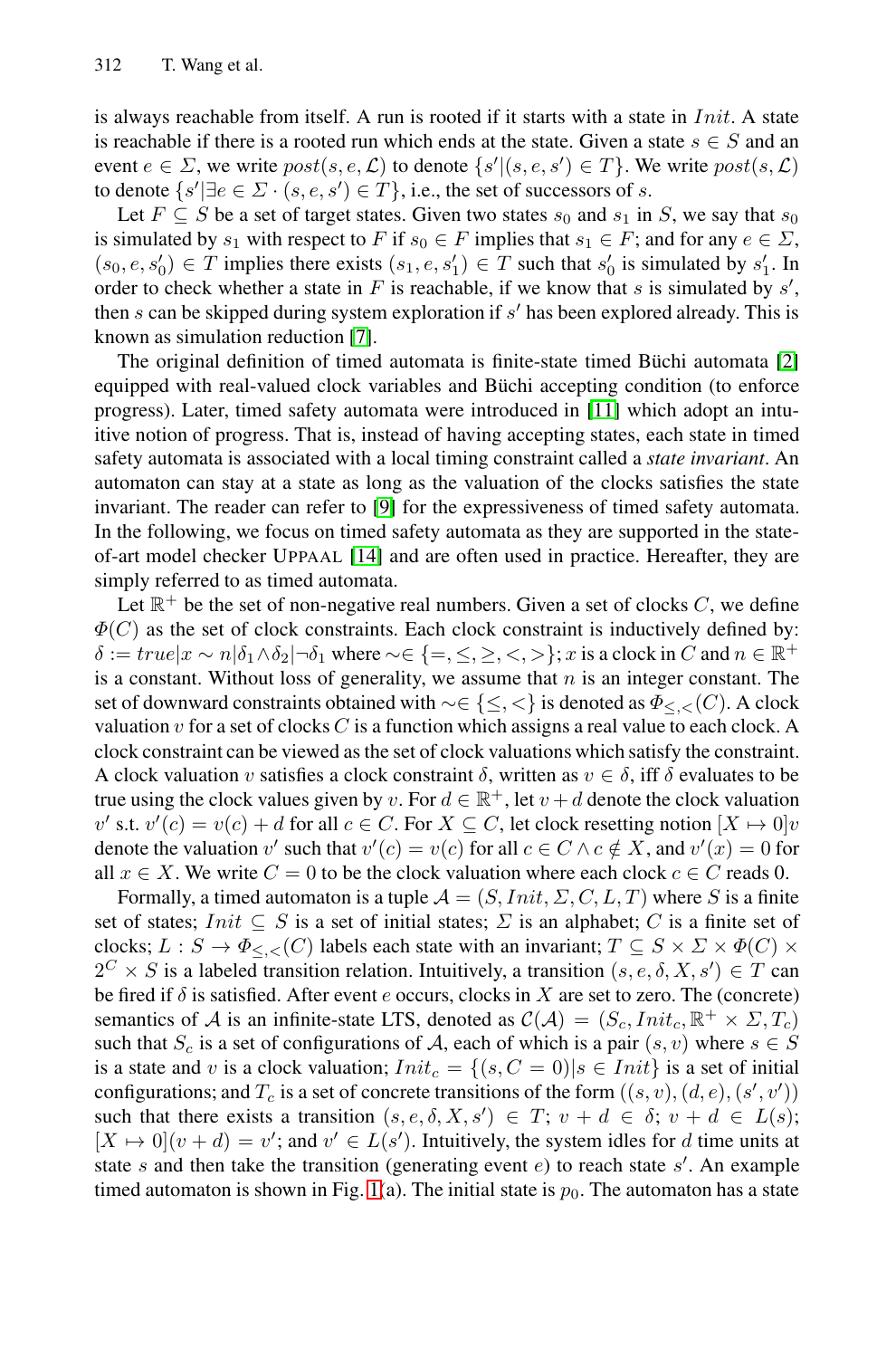is always reachable from itself. A run is rooted if it starts with a state in $Init$. A state is reachable if there is a rooted run which ends at the state. Given a state $s \in S$ and an event $e \in \Sigma$, we write $post(s, e, \mathcal{L})$ to denote $\{s' | (s, e, s') \in T\}$. We write $post(s, \mathcal{L})$ to denote $\{s' | \exists e \in \Sigma \cdot (s, e, s') \in T\}$, i.e., the set of successors of $s$.

Let $F \subseteq S$ be a set of target states. Given two states $s_0$ and $s_1$ in $S$, we say that $s_0$ is simulated by $s_1$ with respect to $F$ if $s_0 \in F$ implies that $s_1 \in F$; and for any $e \in \Sigma$, $(s_0, e, s_0') \in T$ implies there exists $(s_1, e, s_1') \in T$ such that $s_0'$ is simulated by $s_1'$. In order to check whether a state in $F$ is reachable, if we know that $s$ is simulated by $s'$, then $s$ can be skipped during system exploration if $s'$ has been explored already. This is known as simulation reduction [7].

The original definition of timed automata is finite-state timed Büchi automata [2] equipped with real-valued clock variables and Büchi accepting condition (to enforce progress). Later, timed safety automata were introduced in [11] which adopt an intuitive notion of progress. That is, instead of having accepting states, each state in timed safety automata is associated with a local timing constraint called a *state invariant*. An automaton can stay at a state as long as the valuation of the clocks satisfies the state invariant. The reader can refer to [9] for the expressiveness of timed safety automata. In the following, we focus on timed safety automata as they are supported in the state-of-art model checker UPPAAL [14] and are often used in practice. Hereafter, they are simply referred to as timed automata.

Let $\mathbb{R}^+$ be the set of non-negative real numbers. Given a set of clocks $C$, we define $\Phi(C)$ as the set of clock constraints. Each clock constraint is inductively defined by: $\delta := true | x \sim n | \delta_1 \wedge \delta_2 | \neg \delta_1$ where $\sim \in \{=, \leq, \geq, <, >\}$; $x$ is a clock in $C$ and $n \in \mathbb{R}^+$ is a constant. Without loss of generality, we assume that $n$ is an integer constant. The set of downward constraints obtained with $\sim \in \{\leq, <\}$ is denoted as $\Phi_{\leq,<}(C)$. A clock valuation $v$ for a set of clocks $C$ is a function which assigns a real value to each clock. A clock constraint can be viewed as the set of clock valuations which satisfy the constraint. A clock valuation $v$ satisfies a clock constraint $\delta$, written as $v \in \delta$, iff $\delta$ evaluates to be true using the clock values given by $v$. For $d \in \mathbb{R}^+$, let $v + d$ denote the clock valuation $v'$ s.t. $v'(c) = v(c) + d$ for all $c \in C$. For $X \subseteq C$, let clock resetting notion $[X \mapsto 0]v$ denote the valuation $v'$ such that $v'(c) = v(c)$ for all $c \in C \wedge c \notin X$, and $v'(x) = 0$ for all $x \in X$. We write $C = 0$ to be the clock valuation where each clock $c \in C$ reads 0.

Formally, a timed automaton is a tuple $\mathcal{A} = (S, Init, \Sigma, C, L, T)$ where $S$ is a finite set of states; $Init \subseteq S$ is a set of initial states; $\Sigma$ is an alphabet; $C$ is a finite set of clocks; $L : S \to \Phi_{\leq,<}(C)$ labels each state with an invariant; $T \subseteq S \times \Sigma \times \Phi(C) \times 2^C \times S$ is a labeled transition relation. Intuitively, a transition $(s, e, \delta, X, s') \in T$ can be fired if $\delta$ is satisfied. After event $e$ occurs, clocks in $X$ are set to zero. The (concrete) semantics of $\mathcal{A}$ is an infinite-state LTS, denoted as $\mathcal{C}(\mathcal{A}) = (S_c, Init_c, \mathbb{R}^+ \times \Sigma, T_c)$ such that $S_c$ is a set of configurations of $\mathcal{A}$, each of which is a pair $(s, v)$ where $s \in S$ is a state and $v$ is a clock valuation; $Init_c = \{(s, C = 0) | s \in Init\}$ is a set of initial configurations; and $T_c$ is a set of concrete transitions of the form $((s, v), (d, e), (s', v'))$ such that there exists a transition $(s, e, \delta, X, s') \in T$; $v + d \in \delta$; $v + d \in L(s)$; $[X \mapsto 0](v + d) = v'$; and $v' \in L(s')$. Intuitively, the system idles for $d$ time units at state $s$ and then take the transition (generating event $e$) to reach state $s'$. An example timed automaton is shown in Fig. 1(a). The initial state is $p_0$. The automaton has a state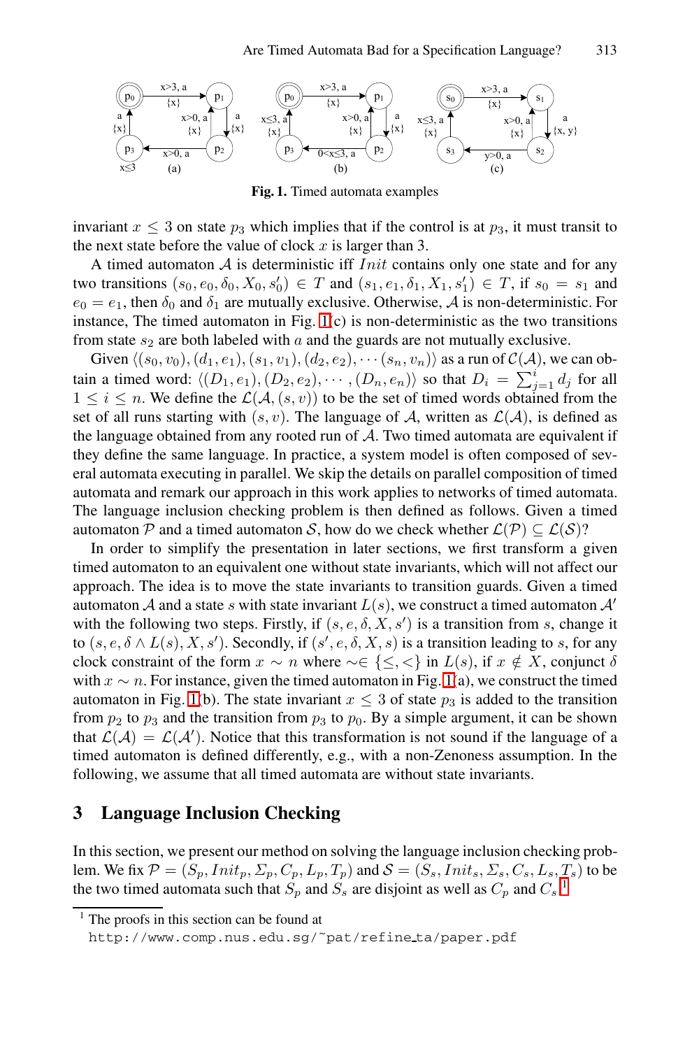**Fig. 1.** Timed automata examples

invariant $x \leq 3$ on state $p_3$ which implies that if the control is at $p_3$, it must transit to the next state before the value of clock $x$ is larger than 3.

A timed automaton $\mathcal{A}$ is deterministic iff $Init$ contains only one state and for any two transitions $(s_0, e_0, \delta_0, X_0, s_0') \in T$ and $(s_1, e_1, \delta_1, X_1, s_1') \in T$, if $s_0 = s_1$ and $e_0 = e_1$, then $\delta_0$ and $\delta_1$ are mutually exclusive. Otherwise, $\mathcal{A}$ is non-deterministic. For instance, The timed automaton in Fig. 1(c) is non-deterministic as the two transitions from state $s_2$ are both labeled with $a$ and the guards are not mutually exclusive.

Given $\langle(s_0, v_0), (d_1, e_1), (s_1, v_1), (d_2, e_2), \cdots (s_n, v_n)\rangle$ as a run of $\mathcal{C}(\mathcal{A})$, we can obtain a timed word: $\langle(D_1, e_1), (D_2, e_2), \cdots, (D_n, e_n)\rangle$ so that $D_i = \sum_{j=1}^{i} d_j$ for all $1 \leq i \leq n$. We define the $\mathcal{L}(\mathcal{A}, (s, v))$ to be the set of timed words obtained from the set of all runs starting with $(s, v)$. The language of $\mathcal{A}$, written as $\mathcal{L}(\mathcal{A})$, is defined as the language obtained from any rooted run of $\mathcal{A}$. Two timed automata are equivalent if they define the same language. In practice, a system model is often composed of several automata executing in parallel. We skip the details on parallel composition of timed automata and remark our approach in this work applies to networks of timed automata. The language inclusion checking problem is then defined as follows. Given a timed automaton $\mathcal{P}$ and a timed automaton $\mathcal{S}$, how do we check whether $\mathcal{L}(\mathcal{P}) \subseteq \mathcal{L}(\mathcal{S})$?

In order to simplify the presentation in later sections, we first transform a given timed automaton to an equivalent one without state invariants, which will not affect our approach. The idea is to move the state invariants to transition guards. Given a timed automaton $\mathcal{A}$ and a state $s$ with state invariant $L(s)$, we construct a timed automaton $\mathcal{A}'$ with the following two steps. Firstly, if $(s, e, \delta, X, s')$ is a transition from $s$, change it to $(s, e, \delta \wedge L(s), X, s')$. Secondly, if $(s', e, \delta, X, s)$ is a transition leading to $s$, for any clock constraint of the form $x \sim n$ where $\sim \in \{\leq, <\}$ in $L(s)$, if $x \notin X$, conjunct $\delta$ with $x \sim n$. For instance, given the timed automaton in Fig. 1(a), we construct the timed automaton in Fig. 1(b). The state invariant $x \leq 3$ of state $p_3$ is added to the transition from $p_2$ to $p_3$ and the transition from $p_3$ to $p_0$. By a simple argument, it can be shown that $\mathcal{L}(\mathcal{A}) = \mathcal{L}(\mathcal{A}')$. Notice that this transformation is not sound if the language of a timed automaton is defined differently, e.g., with a non-Zenoness assumption. In the following, we assume that all timed automata are without state invariants.

## 3 Language Inclusion Checking

In this section, we present our method on solving the language inclusion checking problem. We fix $\mathcal{P} = (S_p, Init_p, \Sigma_p, C_p, L_p, T_p)$ and $\mathcal{S} = (S_s, Init_s, \Sigma_s, C_s, L_s, T_s)$ to be the two timed automata such that $S_p$ and $S_s$ are disjoint as well as $C_p$ and $C_s$.[1]

[1] The proofs in this section can be found at http://www.comp.nus.edu.sg/~pat/refine_ta/paper.pdf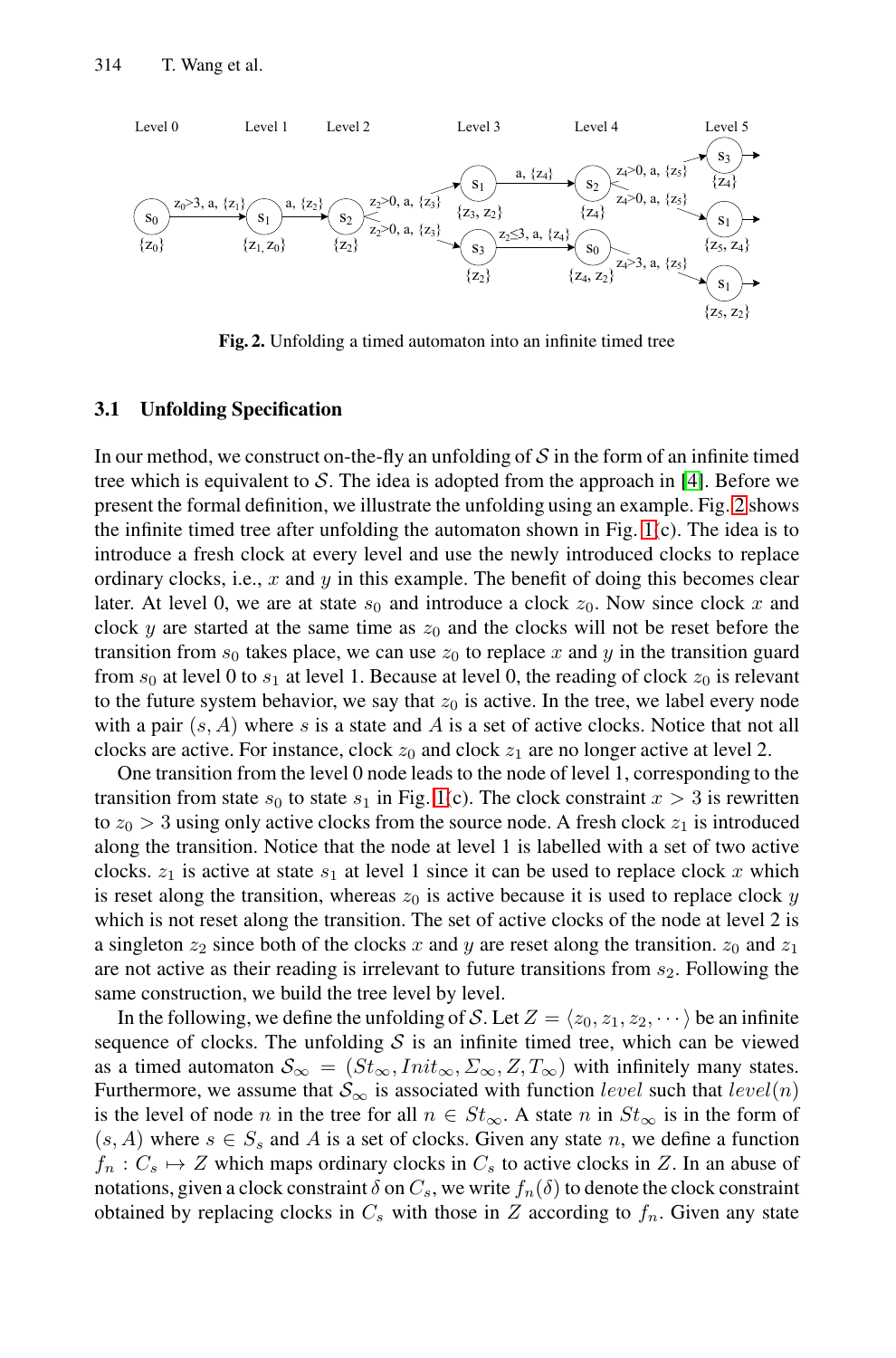**Fig. 2.** Unfolding a timed automaton into an infinite timed tree

### 3.1 Unfolding Specification

In our method, we construct on-the-fly an unfolding of $\mathcal{S}$ in the form of an infinite timed tree which is equivalent to $\mathcal{S}$. The idea is adopted from the approach in [4]. Before we present the formal definition, we illustrate the unfolding using an example. Fig. 2 shows the infinite timed tree after unfolding the automaton shown in Fig. 1(c). The idea is to introduce a fresh clock at every level and use the newly introduced clocks to replace ordinary clocks, i.e., $x$ and $y$ in this example. The benefit of doing this becomes clear later. At level 0, we are at state $s_0$ and introduce a clock $z_0$. Now since clock $x$ and clock $y$ are started at the same time as $z_0$ and the clocks will not be reset before the transition from $s_0$ takes place, we can use $z_0$ to replace $x$ and $y$ in the transition guard from $s_0$ at level 0 to $s_1$ at level 1. Because at level 0, the reading of clock $z_0$ is relevant to the future system behavior, we say that $z_0$ is active. In the tree, we label every node with a pair $(s, A)$ where $s$ is a state and $A$ is a set of active clocks. Notice that not all clocks are active. For instance, clock $z_0$ and clock $z_1$ are no longer active at level 2.

One transition from the level 0 node leads to the node of level 1, corresponding to the transition from state $s_0$ to state $s_1$ in Fig. 1(c). The clock constraint $x > 3$ is rewritten to $z_0 > 3$ using only active clocks from the source node. A fresh clock $z_1$ is introduced along the transition. Notice that the node at level 1 is labelled with a set of two active clocks. $z_1$ is active at state $s_1$ at level 1 since it can be used to replace clock $x$ which is reset along the transition, whereas $z_0$ is active because it is used to replace clock $y$ which is not reset along the transition. The set of active clocks of the node at level 2 is a singleton $z_2$ since both of the clocks $x$ and $y$ are reset along the transition. $z_0$ and $z_1$ are not active as their reading is irrelevant to future transitions from $s_2$. Following the same construction, we build the tree level by level.

In the following, we define the unfolding of $\mathcal{S}$. Let $Z = \langle z_0, z_1, z_2, \cdots \rangle$ be an infinite sequence of clocks. The unfolding $\mathcal{S}$ is an infinite timed tree, which can be viewed as a timed automaton $\mathcal{S}_\infty = (St_\infty, Init_\infty, \Sigma_\infty, Z, T_\infty)$ with infinitely many states. Furthermore, we assume that $\mathcal{S}_\infty$ is associated with function $level$ such that $level(n)$ is the level of node $n$ in the tree for all $n \in St_\infty$. A state $n$ in $St_\infty$ is in the form of $(s, A)$ where $s \in S_s$ and $A$ is a set of clocks. Given any state $n$, we define a function $f_n : C_s \mapsto Z$ which maps ordinary clocks in $C_s$ to active clocks in $Z$. In an abuse of notations, given a clock constraint $\delta$ on $C_s$, we write $f_n(\delta)$ to denote the clock constraint obtained by replacing clocks in $C_s$ with those in $Z$ according to $f_n$. Given any state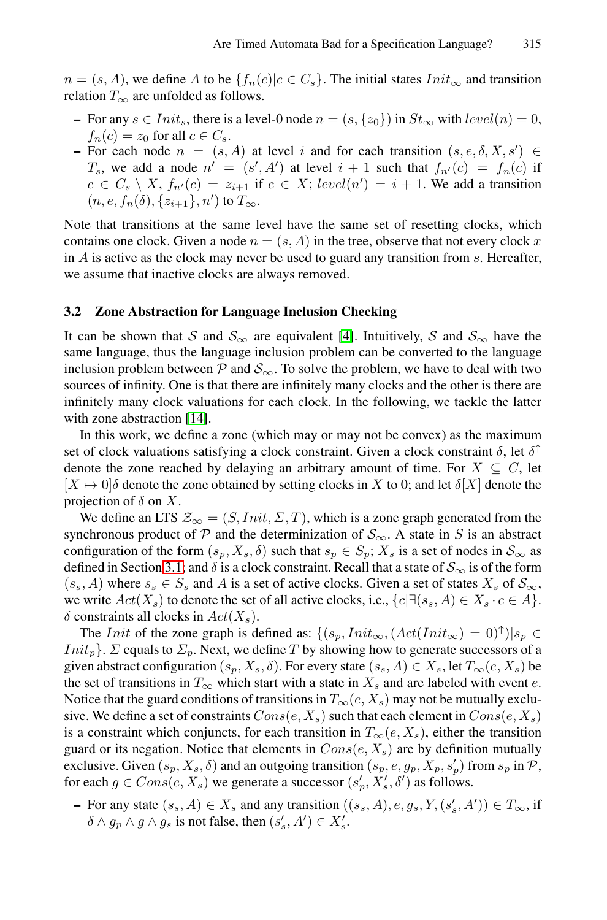$n = (s, A)$, we define $A$ to be $\{f_n(c) | c \in C_s\}$. The initial states $Init_\infty$ and transition relation $T_\infty$ are unfolded as follows.

- For any $s \in Init_s$, there is a level-0 node $n = (s, \{z_0\})$ in $St_\infty$ with $level(n) = 0$, $f_n(c) = z_0$ for all $c \in C_s$.
- For each node $n = (s, A)$ at level $i$ and for each transition $(s, e, \delta, X, s') \in T_s$, we add a node $n' = (s', A')$ at level $i + 1$ such that $f_{n'}(c) = f_n(c)$ if $c \in C_s \setminus X$, $f_{n'}(c) = z_{i+1}$ if $c \in X$; $level(n') = i + 1$. We add a transition $(n, e, f_n(\delta), \{z_{i+1}\}, n')$ to $T_\infty$.

Note that transitions at the same level have the same set of resetting clocks, which contains one clock. Given a node $n = (s, A)$ in the tree, observe that not every clock $x$ in $A$ is active as the clock may never be used to guard any transition from $s$. Hereafter, we assume that inactive clocks are always removed.

### 3.2 Zone Abstraction for Language Inclusion Checking

It can be shown that $\mathcal{S}$ and $\mathcal{S}_\infty$ are equivalent [4]. Intuitively, $\mathcal{S}$ and $\mathcal{S}_\infty$ have the same language, thus the language inclusion problem can be converted to the language inclusion problem between $\mathcal{P}$ and $\mathcal{S}_\infty$. To solve the problem, we have to deal with two sources of infinity. One is that there are infinitely many clocks and the other is there are infinitely many clock valuations for each clock. In the following, we tackle the latter with zone abstraction [14].

In this work, we define a zone (which may or may not be convex) as the maximum set of clock valuations satisfying a clock constraint. Given a clock constraint $\delta$, let $\delta^\uparrow$ denote the zone reached by delaying an arbitrary amount of time. For $X \subseteq C$, let $[X \mapsto 0]\delta$ denote the zone obtained by setting clocks in $X$ to 0; and let $\delta[X]$ denote the projection of $\delta$ on $X$.

We define an LTS $\mathcal{Z}_\infty = (S, Init, \Sigma, T)$, which is a zone graph generated from the synchronous product of $\mathcal{P}$ and the determinization of $\mathcal{S}_\infty$. A state in $S$ is an abstract configuration of the form $(s_p, X_s, \delta)$ such that $s_p \in S_p$; $X_s$ is a set of nodes in $\mathcal{S}_\infty$ as defined in Section 3.1; and $\delta$ is a clock constraint. Recall that a state of $\mathcal{S}_\infty$ is of the form $(s_s, A)$ where $s_s \in S_s$ and $A$ is a set of active clocks. Given a set of states $X_s$ of $\mathcal{S}_\infty$, we write $Act(X_s)$ to denote the set of all active clocks, i.e., $\{c | \exists (s_s, A) \in X_s \cdot c \in A\}$. $\delta$ constraints all clocks in $Act(X_s)$.

The $Init$ of the zone graph is defined as: $\{(s_p, Init_\infty, (Act(Init_\infty) = 0)^\uparrow) | s_p \in Init_p\}$. $\Sigma$ equals to $\Sigma_p$. Next, we define $T$ by showing how to generate successors of a given abstract configuration $(s_p, X_s, \delta)$. For every state $(s_s, A) \in X_s$, let $T_\infty(e, X_s)$ be the set of transitions in $T_\infty$ which start with a state in $X_s$ and are labeled with event $e$. Notice that the guard conditions of transitions in $T_\infty(e, X_s)$ may not be mutually exclusive. We define a set of constraints $Cons(e, X_s)$ such that each element in $Cons(e, X_s)$ is a constraint which conjuncts, for each transition in $T_\infty(e, X_s)$, either the transition guard or its negation. Notice that elements in $Cons(e, X_s)$ are by definition mutually exclusive. Given $(s_p, X_s, \delta)$ and an outgoing transition $(s_p, e, g_p, X_p, s'_p)$ from $s_p$ in $\mathcal{P}$, for each $g \in Cons(e, X_s)$ we generate a successor $(s'_p, X'_s, \delta')$ as follows.

- For any state $(s_s, A) \in X_s$ and any transition $((s_s, A), e, g_s, Y, (s'_s, A')) \in T_\infty$, if $\delta \wedge g_p \wedge g \wedge g_s$ is not false, then $(s'_s, A') \in X'_s$.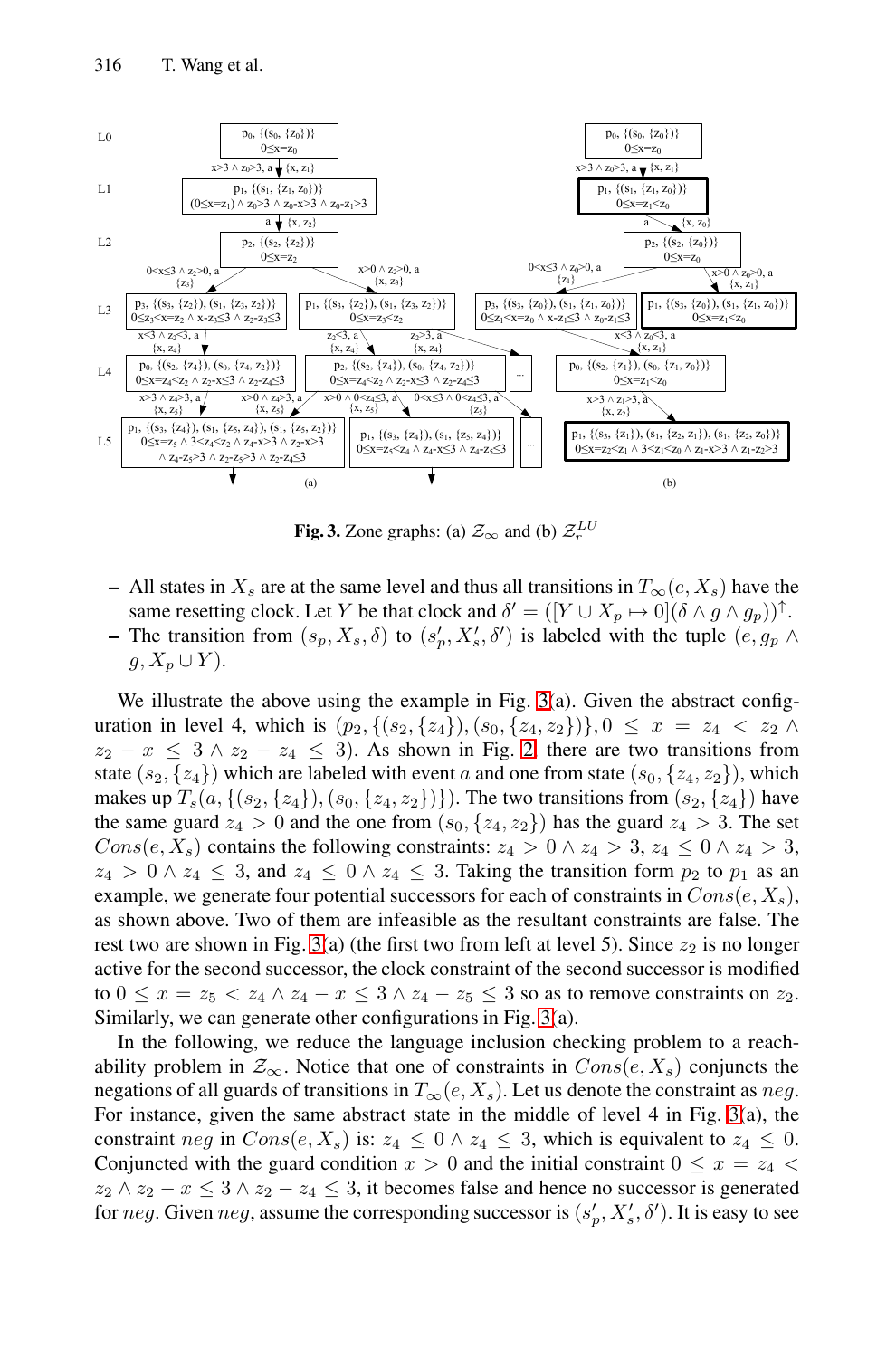**Fig. 3.** Zone graphs: (a) $\mathcal{Z}_\infty$ and (b) $\mathcal{Z}_r^{LU}$

– All states in $X_s$ are at the same level and thus all transitions in $T_\infty(e, X_s)$ have the same resetting clock. Let $Y$ be that clock and $\delta' = ([Y \cup X_p \mapsto 0](\delta \wedge g \wedge g_p))^\uparrow$.
– The transition from $(s_p, X_s, \delta)$ to $(s'_p, X'_s, \delta')$ is labeled with the tuple $(e, g_p \wedge g, X_p \cup Y)$.

We illustrate the above using the example in Fig. 3(a). Given the abstract configuration in level 4, which is $(p_2, \{(s_2, \{z_4\}), (s_0, \{z_4, z_2\})\}, 0 \leq x = z_4 < z_2 \wedge z_2 - x \leq 3 \wedge z_2 - z_4 \leq 3)$. As shown in Fig. 2, there are two transitions from state $(s_2, \{z_4\})$ which are labeled with event $a$ and one from state $(s_0, \{z_4, z_2\})$, which makes up $T_s(a, \{(s_2, \{z_4\}), (s_0, \{z_4, z_2\})\})$. The two transitions from $(s_2, \{z_4\})$ have the same guard $z_4 > 0$ and the one from $(s_0, \{z_4, z_2\})$ has the guard $z_4 > 3$. The set $Cons(e, X_s)$ contains the following constraints: $z_4 > 0 \wedge z_4 > 3$, $z_4 \leq 0 \wedge z_4 > 3$, $z_4 > 0 \wedge z_4 \leq 3$, and $z_4 \leq 0 \wedge z_4 \leq 3$. Taking the transition form $p_2$ to $p_1$ as an example, we generate four potential successors for each of constraints in $Cons(e, X_s)$, as shown above. Two of them are infeasible as the resultant constraints are false. The rest two are shown in Fig. 3(a) (the first two from left at level 5). Since $z_2$ is no longer active for the second successor, the clock constraint of the second successor is modified to $0 \leq x = z_5 < z_4 \wedge z_4 - x \leq 3 \wedge z_4 - z_5 \leq 3$ so as to remove constraints on $z_2$. Similarly, we can generate other configurations in Fig. 3(a).

In the following, we reduce the language inclusion checking problem to a reachability problem in $\mathcal{Z}_\infty$. Notice that one of constraints in $Cons(e, X_s)$ conjuncts the negations of all guards of transitions in $T_\infty(e, X_s)$. Let us denote the constraint as $neg$. For instance, given the same abstract state in the middle of level 4 in Fig. 3(a), the constraint $neg$ in $Cons(e, X_s)$ is: $z_4 \leq 0 \wedge z_4 \leq 3$, which is equivalent to $z_4 \leq 0$. Conjuncted with the guard condition $x > 0$ and the initial constraint $0 \leq x = z_4 < z_2 \wedge z_2 - x \leq 3 \wedge z_2 - z_4 \leq 3$, it becomes false and hence no successor is generated for $neg$. Given $neg$, assume the corresponding successor is $(s'_p, X'_s, \delta')$. It is easy to see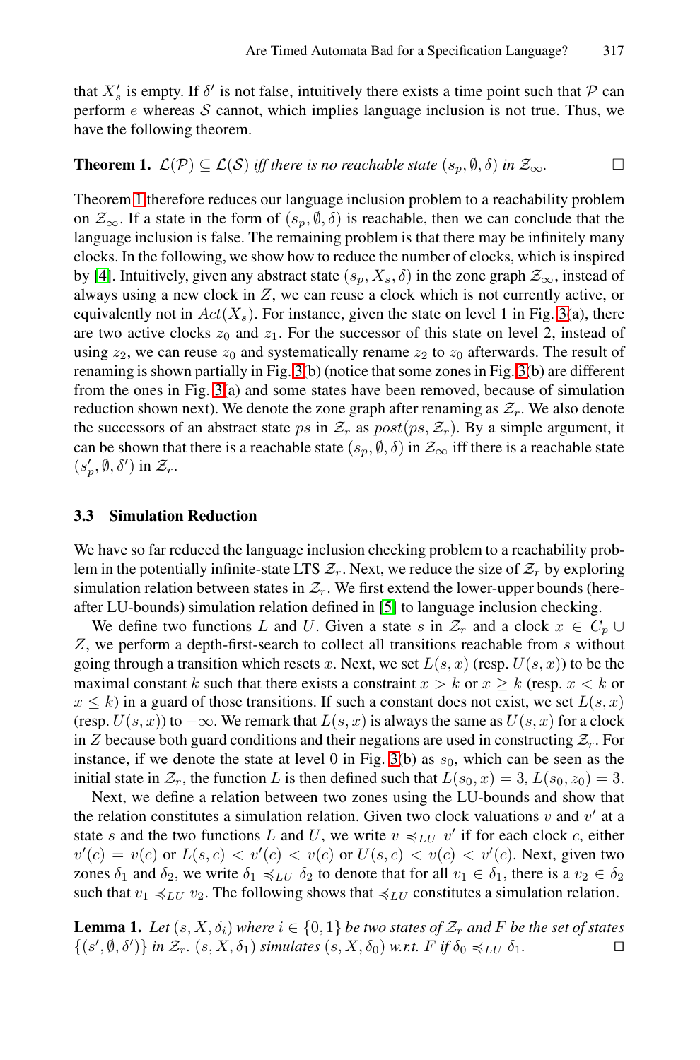that $X_s'$ is empty. If $\delta'$ is not false, intuitively there exists a time point such that $\mathcal{P}$ can perform $e$ whereas $\mathcal{S}$ cannot, which implies language inclusion is not true. Thus, we have the following theorem.

**Theorem 1.** *$\mathcal{L}(\mathcal{P}) \subseteq \mathcal{L}(\mathcal{S})$ iff there is no reachable state $(s_p, \emptyset, \delta)$ in $\mathcal{Z}_\infty$.* □

Theorem 1 therefore reduces our language inclusion problem to a reachability problem on $\mathcal{Z}_\infty$. If a state in the form of $(s_p, \emptyset, \delta)$ is reachable, then we can conclude that the language inclusion is false. The remaining problem is that there may be infinitely many clocks. In the following, we show how to reduce the number of clocks, which is inspired by [4]. Intuitively, given any abstract state $(s_p, X_s, \delta)$ in the zone graph $\mathcal{Z}_\infty$, instead of always using a new clock in $Z$, we can reuse a clock which is not currently active, or equivalently not in $Act(X_s)$. For instance, given the state on level 1 in Fig. 3(a), there are two active clocks $z_0$ and $z_1$. For the successor of this state on level 2, instead of using $z_2$, we can reuse $z_0$ and systematically rename $z_2$ to $z_0$ afterwards. The result of renaming is shown partially in Fig. 3(b) (notice that some zones in Fig. 3(b) are different from the ones in Fig. 3(a) and some states have been removed, because of simulation reduction shown next). We denote the zone graph after renaming as $\mathcal{Z}_r$. We also denote the successors of an abstract state $ps$ in $\mathcal{Z}_r$ as $post(ps, \mathcal{Z}_r)$. By a simple argument, it can be shown that there is a reachable state $(s_p, \emptyset, \delta)$ in $\mathcal{Z}_\infty$ iff there is a reachable state $(s_p', \emptyset, \delta')$ in $\mathcal{Z}_r$.

### 3.3 Simulation Reduction

We have so far reduced the language inclusion checking problem to a reachability problem in the potentially infinite-state LTS $\mathcal{Z}_r$. Next, we reduce the size of $\mathcal{Z}_r$ by exploring simulation relation between states in $\mathcal{Z}_r$. We first extend the lower-upper bounds (hereafter LU-bounds) simulation relation defined in [5] to language inclusion checking.

We define two functions $L$ and $U$. Given a state $s$ in $\mathcal{Z}_r$ and a clock $x \in C_p \cup Z$, we perform a depth-first-search to collect all transitions reachable from $s$ without going through a transition which resets $x$. Next, we set $L(s, x)$ (resp. $U(s, x)$) to be the maximal constant $k$ such that there exists a constraint $x > k$ or $x \geq k$ (resp. $x < k$ or $x \leq k$) in a guard of those transitions. If such a constant does not exist, we set $L(s, x)$ (resp. $U(s, x)$) to $-\infty$. We remark that $L(s, x)$ is always the same as $U(s, x)$ for a clock in $Z$ because both guard conditions and their negations are used in constructing $\mathcal{Z}_r$. For instance, if we denote the state at level 0 in Fig. 3(b) as $s_0$, which can be seen as the initial state in $\mathcal{Z}_r$, the function $L$ is then defined such that $L(s_0, x) = 3$, $L(s_0, z_0) = 3$.

Next, we define a relation between two zones using the LU-bounds and show that the relation constitutes a simulation relation. Given two clock valuations $v$ and $v'$ at a state $s$ and the two functions $L$ and $U$, we write $v \preccurlyeq_{LU} v'$ if for each clock $c$, either $v'(c) = v(c)$ or $L(s, c) < v'(c) < v(c)$ or $U(s, c) < v(c) < v'(c)$. Next, given two zones $\delta_1$ and $\delta_2$, we write $\delta_1 \preccurlyeq_{LU} \delta_2$ to denote that for all $v_1 \in \delta_1$, there is a $v_2 \in \delta_2$ such that $v_1 \preccurlyeq_{LU} v_2$. The following shows that $\preccurlyeq_{LU}$ constitutes a simulation relation.

**Lemma 1.** *Let $(s, X, \delta_i)$ where $i \in \{0, 1\}$ be two states of $\mathcal{Z}_r$ and $F$ be the set of states $\{(s', \emptyset, \delta')\}$ in $\mathcal{Z}_r$. $(s, X, \delta_1)$ simulates $(s, X, \delta_0)$ w.r.t. $F$ if $\delta_0 \preccurlyeq_{LU} \delta_1$.* □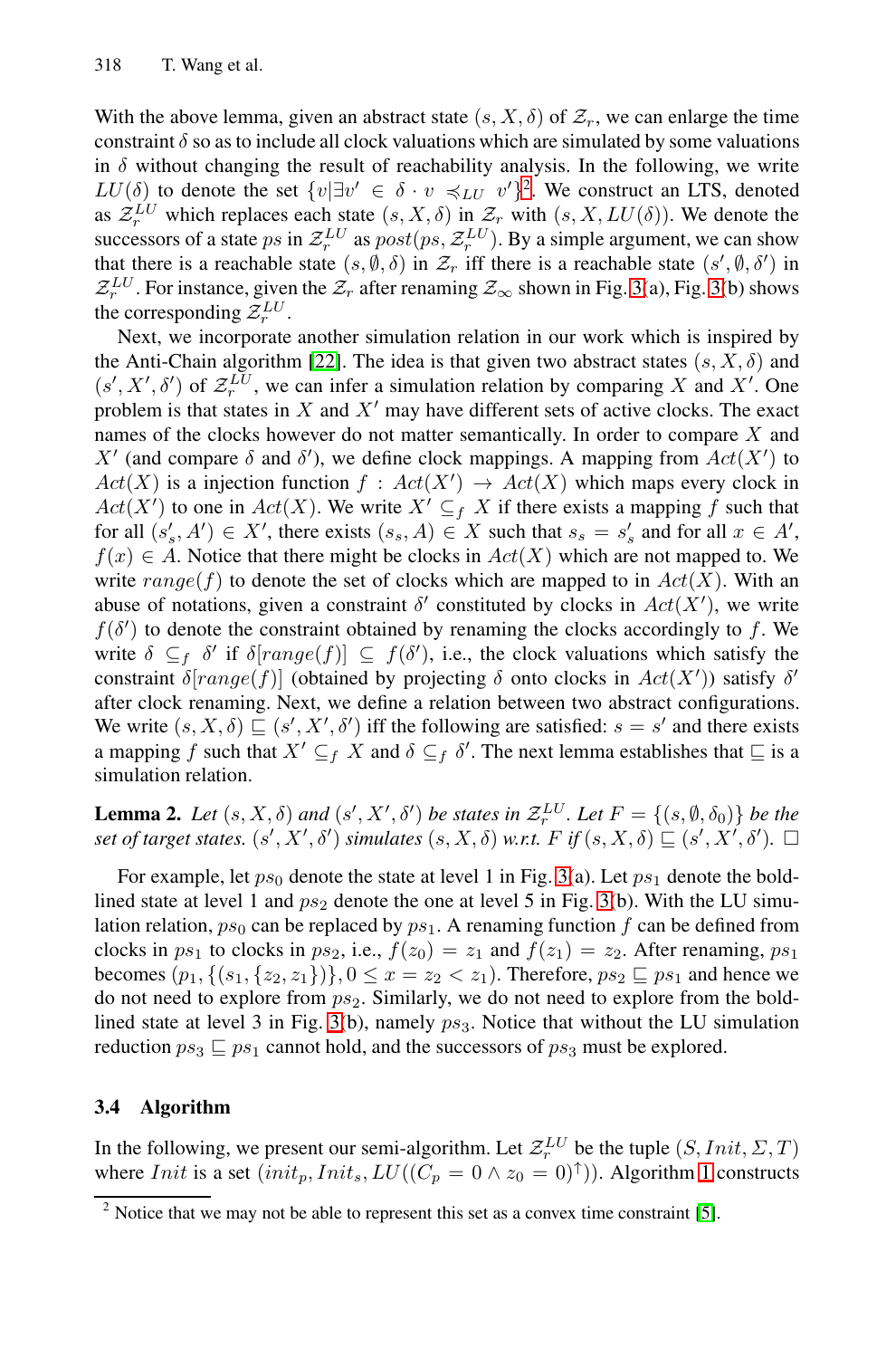With the above lemma, given an abstract state $(s, X, \delta)$ of $\mathcal{Z}_r$, we can enlarge the time constraint $\delta$ so as to include all clock valuations which are simulated by some valuations in $\delta$ without changing the result of reachability analysis. In the following, we write $LU(\delta)$ to denote the set $\{v | \exists v' \in \delta \cdot v \preccurlyeq_{LU} v'\}$[2]. We construct an LTS, denoted as $\mathcal{Z}_r^{LU}$ which replaces each state $(s, X, \delta)$ in $\mathcal{Z}_r$ with $(s, X, LU(\delta))$. We denote the successors of a state $ps$ in $\mathcal{Z}_r^{LU}$ as $post(ps, \mathcal{Z}_r^{LU})$. By a simple argument, we can show that there is a reachable state $(s, \emptyset, \delta)$ in $\mathcal{Z}_r$ iff there is a reachable state $(s', \emptyset, \delta')$ in $\mathcal{Z}_r^{LU}$. For instance, given the $\mathcal{Z}_r$ after renaming $\mathcal{Z}_\infty$ shown in Fig. 3(a), Fig. 3(b) shows the corresponding $\mathcal{Z}_r^{LU}$.

Next, we incorporate another simulation relation in our work which is inspired by the Anti-Chain algorithm [22]. The idea is that given two abstract states $(s, X, \delta)$ and $(s', X', \delta')$ of $\mathcal{Z}_r^{LU}$, we can infer a simulation relation by comparing $X$ and $X'$. One problem is that states in $X$ and $X'$ may have different sets of active clocks. The exact names of the clocks however do not matter semantically. In order to compare $X$ and $X'$ (and compare $\delta$ and $\delta'$), we define clock mappings. A mapping from $Act(X')$ to $Act(X)$ is a injection function $f : Act(X') \rightarrow Act(X)$ which maps every clock in $Act(X')$ to one in $Act(X)$. We write $X' \subseteq_f X$ if there exists a mapping $f$ such that for all $(s'_s, A') \in X'$, there exists $(s_s, A) \in X$ such that $s_s = s'_s$ and for all $x \in A'$, $f(x) \in A$. Notice that there might be clocks in $Act(X)$ which are not mapped to. We write $range(f)$ to denote the set of clocks which are mapped to in $Act(X)$. With an abuse of notations, given a constraint $\delta'$ constituted by clocks in $Act(X')$, we write $f(\delta')$ to denote the constraint obtained by renaming the clocks accordingly to $f$. We write $\delta \subseteq_f \delta'$ if $\delta[range(f)] \subseteq f(\delta')$, i.e., the clock valuations which satisfy the constraint $\delta[range(f)]$ (obtained by projecting $\delta$ onto clocks in $Act(X')$) satisfy $\delta'$ after clock renaming. Next, we define a relation between two abstract configurations. We write $(s, X, \delta) \sqsubseteq (s', X', \delta')$ iff the following are satisfied: $s = s'$ and there exists a mapping $f$ such that $X' \subseteq_f X$ and $\delta \subseteq_f \delta'$. The next lemma establishes that $\sqsubseteq$ is a simulation relation.

**Lemma 2.** *Let $(s, X, \delta)$ and $(s', X', \delta')$ be states in $\mathcal{Z}_r^{LU}$. Let $F = \{(s, \emptyset, \delta_0)\}$ be the set of target states. $(s', X', \delta')$ simulates $(s, X, \delta)$ w.r.t. $F$ if $(s, X, \delta) \sqsubseteq (s', X', \delta')$.* □

For example, let $ps_0$ denote the state at level 1 in Fig. 3(a). Let $ps_1$ denote the bold-lined state at level 1 and $ps_2$ denote the one at level 5 in Fig. 3(b). With the LU simulation relation, $ps_0$ can be replaced by $ps_1$. A renaming function $f$ can be defined from clocks in $ps_1$ to clocks in $ps_2$, i.e., $f(z_0) = z_1$ and $f(z_1) = z_2$. After renaming, $ps_1$ becomes $(p_1, \{(s_1, \{z_2, z_1\})\}, 0 \leq x = z_2 < z_1)$. Therefore, $ps_2 \sqsubseteq ps_1$ and hence we do not need to explore from $ps_2$. Similarly, we do not need to explore from the bold-lined state at level 3 in Fig. 3(b), namely $ps_3$. Notice that without the LU simulation reduction $ps_3 \sqsubseteq ps_1$ cannot hold, and the successors of $ps_3$ must be explored.

### 3.4 Algorithm

In the following, we present our semi-algorithm. Let $\mathcal{Z}_r^{LU}$ be the tuple $(S, Init, \Sigma, T)$ where $Init$ is a set $(init_p, Init_s, LU((C_p = 0 \wedge z_0 = 0)^{\uparrow}))$. Algorithm 1 constructs

---

[2] Notice that we may not be able to represent this set as a convex time constraint [5].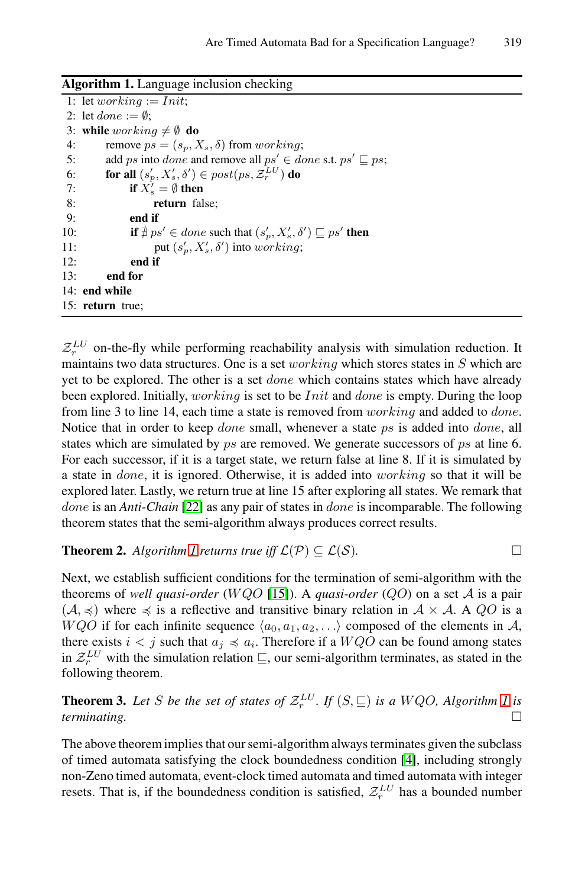**Algorithm 1.** Language inclusion checking

```
1: let working := Init;
2: let done := ∅;
3: while working ≠ ∅ do
4:     remove ps = (s_p, X_s, δ) from working;
5:     add ps into done and remove all ps' ∈ done s.t. ps' ⊑ ps;
6:     for all (s'_p, X'_s, δ') ∈ post(ps, Z_r^LU) do
7:         if X'_s = ∅ then
8:             return false;
9:         end if
10:        if ∄ ps' ∈ done such that (s'_p, X'_s, δ') ⊑ ps' then
11:            put (s'_p, X'_s, δ') into working;
12:        end if
13:    end for
14: end while
15: return true;
```

$\mathcal{Z}_r^{LU}$ on-the-fly while performing reachability analysis with simulation reduction. It maintains two data structures. One is a set $working$ which stores states in $S$ which are yet to be explored. The other is a set $done$ which contains states which have already been explored. Initially, $working$ is set to be $Init$ and $done$ is empty. During the loop from line 3 to line 14, each time a state is removed from $working$ and added to $done$. Notice that in order to keep $done$ small, whenever a state $ps$ is added into $done$, all states which are simulated by $ps$ are removed. We generate successors of $ps$ at line 6. For each successor, if it is a target state, we return false at line 8. If it is simulated by a state in $done$, it is ignored. Otherwise, it is added into $working$ so that it will be explored later. Lastly, we return true at line 15 after exploring all states. We remark that $done$ is an ***Anti-Chain*** [22] as any pair of states in $done$ is incomparable. The following theorem states that the semi-algorithm always produces correct results.

**Theorem 2.** *Algorithm 1 returns true iff* $\mathcal{L}(\mathcal{P}) \subseteq \mathcal{L}(\mathcal{S})$. □

Next, we establish sufficient conditions for the termination of semi-algorithm with the theorems of *well quasi-order* ($WQO$ [15]). A *quasi-order* ($QO$) on a set $\mathcal{A}$ is a pair $(\mathcal{A}, \preccurlyeq)$ where $\preccurlyeq$ is a reflective and transitive binary relation in $\mathcal{A} \times \mathcal{A}$. A $QO$ is a $WQO$ if for each infinite sequence $\langle a_0, a_1, a_2, \ldots \rangle$ composed of the elements in $\mathcal{A}$, there exists $i < j$ such that $a_j \preccurlyeq a_i$. Therefore if a $WQO$ can be found among states in $\mathcal{Z}_r^{LU}$ with the simulation relation $\sqsubseteq$, our semi-algorithm terminates, as stated in the following theorem.

**Theorem 3.** *Let $S$ be the set of states of $\mathcal{Z}_r^{LU}$. If $(S, \sqsubseteq)$ is a $WQO$, Algorithm 1 is terminating.* □

The above theorem implies that our semi-algorithm always terminates given the subclass of timed automata satisfying the clock boundedness condition [4], including strongly non-Zeno timed automata, event-clock timed automata and timed automata with integer resets. That is, if the boundedness condition is satisfied, $\mathcal{Z}_r^{LU}$ has a bounded number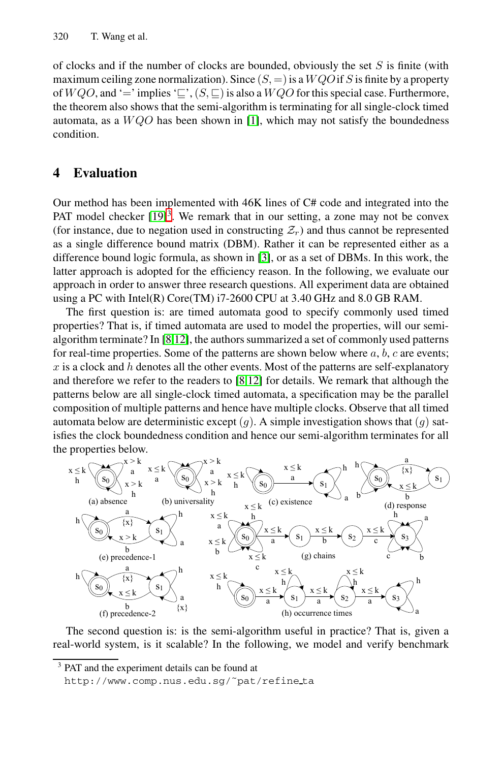of clocks and if the number of clocks are bounded, obviously the set $S$ is finite (with maximum ceiling zone normalization). Since $(S, =)$ is a $WQO$ if $S$ is finite by a property of $WQO$, and '$=$' implies '$\sqsubseteq$', $(S, \sqsubseteq)$ is also a $WQO$ for this special case. Furthermore, the theorem also shows that the semi-algorithm is terminating for all single-clock timed automata, as a $WQO$ has been shown in [1], which may not satisfy the boundedness condition.

## 4 Evaluation

Our method has been implemented with 46K lines of C# code and integrated into the PAT model checker [19][3]. We remark that in our setting, a zone may not be convex (for instance, due to negation used in constructing $\mathcal{Z}_r$) and thus cannot be represented as a single difference bound matrix (DBM). Rather it can be represented either as a difference bound logic formula, as shown in [3], or as a set of DBMs. In this work, the latter approach is adopted for the efficiency reason. In the following, we evaluate our approach in order to answer three research questions. All experiment data are obtained using a PC with Intel(R) Core(TM) i7-2600 CPU at 3.40 GHz and 8.0 GB RAM.

The first question is: are timed automata good to specify commonly used timed properties? That is, if timed automata are used to model the properties, will our semi-algorithm terminate? In [8,12], the authors summarized a set of commonly used patterns for real-time properties. Some of the patterns are shown below where $a$, $b$, $c$ are events; $x$ is a clock and $h$ denotes all the other events. Most of the patterns are self-explanatory and therefore we refer to the readers to [8,12] for details. We remark that although the patterns below are all single-clock timed automata, a specification may be the parallel composition of multiple patterns and hence have multiple clocks. Observe that all timed automata below are deterministic except $(g)$. A simple investigation shows that $(g)$ satisfies the clock boundedness condition and hence our semi-algorithm terminates for all the properties below.

(a) absence (b) universality (c) existence (d) response (e) precedence-1 (f) precedence-2 (g) chains (h) occurrence times

The second question is: is the semi-algorithm useful in practice? That is, given a real-world system, is it scalable? In the following, we model and verify benchmark

[3] PAT and the experiment details can be found at http://www.comp.nus.edu.sg/~pat/refine_ta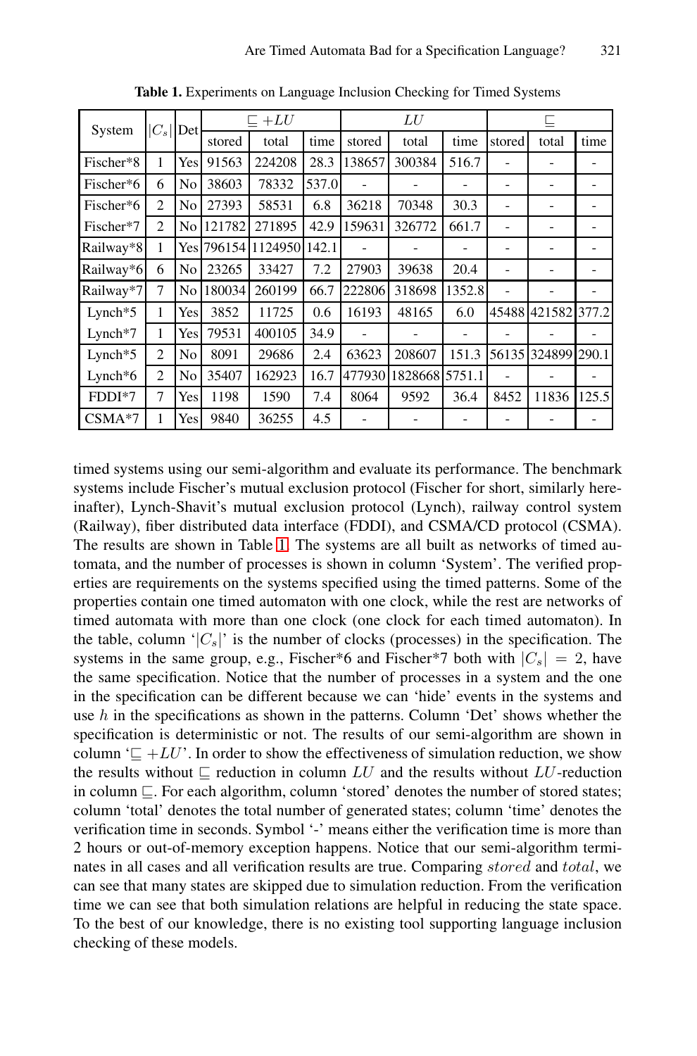**Table 1.** Experiments on Language Inclusion Checking for Timed Systems

| System | $\|C_s\|$ | Det | $\sqsubseteq +LU$ | | | $LU$ | | | $\sqsubseteq$ | | |
|---|---|---|---|---|---|---|---|---|---|---|---|
| | | | stored | total | time | stored | total | time | stored | total | time |
| Fischer*8 | 1 | Yes | 91563 | 224208 | 28.3 | 138657 | 300384 | 516.7 | - | - | - |
| Fischer*6 | 6 | No | 38603 | 78332 | 537.0 | - | - | - | - | - | - |
| Fischer*6 | 2 | No | 27393 | 58531 | 6.8 | 36218 | 70348 | 30.3 | - | - | - |
| Fischer*7 | 2 | No | 121782 | 271895 | 42.9 | 159631 | 326772 | 661.7 | - | - | - |
| Railway*8 | 1 | Yes | 796154 | 1124950 | 142.1 | - | - | - | - | - | - |
| Railway*6 | 6 | No | 23265 | 33427 | 7.2 | 27903 | 39638 | 20.4 | - | - | - |
| Railway*7 | 7 | No | 180034 | 260199 | 66.7 | 222806 | 318698 | 1352.8 | - | - | - |
| Lynch*5 | 1 | Yes | 3852 | 11725 | 0.6 | 16193 | 48165 | 6.0 | 45488 | 421582 | 377.2 |
| Lynch*7 | 1 | Yes | 79531 | 400105 | 34.9 | - | - | - | - | - | - |
| Lynch*5 | 2 | No | 8091 | 29686 | 2.4 | 63623 | 208607 | 151.3 | 56135 | 324899 | 290.1 |
| Lynch*6 | 2 | No | 35407 | 162923 | 16.7 | 477930 | 1828668 | 5751.1 | - | - | - |
| FDDI*7 | 7 | Yes | 1198 | 1590 | 7.4 | 8064 | 9592 | 36.4 | 8452 | 11836 | 125.5 |
| CSMA*7 | 1 | Yes | 9840 | 36255 | 4.5 | - | - | - | - | - | - |

timed systems using our semi-algorithm and evaluate its performance. The benchmark systems include Fischer's mutual exclusion protocol (Fischer for short, similarly hereinafter), Lynch-Shavit's mutual exclusion protocol (Lynch), railway control system (Railway), fiber distributed data interface (FDDI), and CSMA/CD protocol (CSMA). The results are shown in Table 1. The systems are all built as networks of timed automata, and the number of processes is shown in column 'System'. The verified properties are requirements on the systems specified using the timed patterns. Some of the properties contain one timed automaton with one clock, while the rest are networks of timed automata with more than one clock (one clock for each timed automaton). In the table, column '$|C_s|$' is the number of clocks (processes) in the specification. The systems in the same group, e.g., Fischer*6 and Fischer*7 both with $|C_s| = 2$, have the same specification. Notice that the number of processes in a system and the one in the specification can be different because we can 'hide' events in the systems and use $h$ in the specifications as shown in the patterns. Column 'Det' shows whether the specification is deterministic or not. The results of our semi-algorithm are shown in column '$\sqsubseteq +LU$'. In order to show the effectiveness of simulation reduction, we show the results without $\sqsubseteq$ reduction in column $LU$ and the results without $LU$-reduction in column $\sqsubseteq$. For each algorithm, column 'stored' denotes the number of stored states; column 'total' denotes the total number of generated states; column 'time' denotes the verification time in seconds. Symbol '-' means either the verification time is more than 2 hours or out-of-memory exception happens. Notice that our semi-algorithm terminates in all cases and all verification results are true. Comparing $stored$ and $total$, we can see that many states are skipped due to simulation reduction. From the verification time we can see that both simulation relations are helpful in reducing the state space. To the best of our knowledge, there is no existing tool supporting language inclusion checking of these models.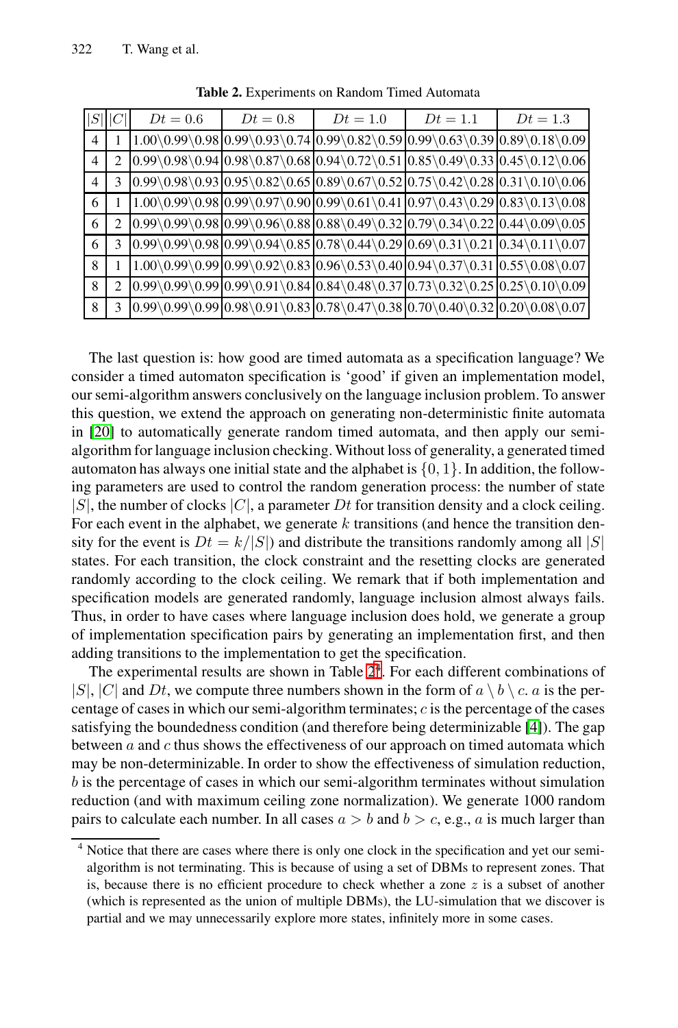**Table 2.** Experiments on Random Timed Automata

| $\lvert S\rvert$ | $\lvert C\rvert$ | $Dt = 0.6$ | $Dt = 0.8$ | $Dt = 1.0$ | $Dt = 1.1$ | $Dt = 1.3$ |
|---|---|---|---|---|---|---|
| 4 | 1 | 1.00\0.99\0.98 | 0.99\0.93\0.74 | 0.99\0.82\0.59 | 0.99\0.63\0.39 | 0.89\0.18\0.09 |
| 4 | 2 | 0.99\0.98\0.94 | 0.98\0.87\0.68 | 0.94\0.72\0.51 | 0.85\0.49\0.33 | 0.45\0.12\0.06 |
| 4 | 3 | 0.99\0.98\0.93 | 0.95\0.82\0.65 | 0.89\0.67\0.52 | 0.75\0.42\0.28 | 0.31\0.10\0.06 |
| 6 | 1 | 1.00\0.99\0.98 | 0.99\0.97\0.90 | 0.99\0.61\0.41 | 0.97\0.43\0.29 | 0.83\0.13\0.08 |
| 6 | 2 | 0.99\0.99\0.98 | 0.99\0.96\0.88 | 0.88\0.49\0.32 | 0.79\0.34\0.22 | 0.44\0.09\0.05 |
| 6 | 3 | 0.99\0.99\0.98 | 0.99\0.94\0.85 | 0.78\0.44\0.29 | 0.69\0.31\0.21 | 0.34\0.11\0.07 |
| 8 | 1 | 1.00\0.99\0.99 | 0.99\0.92\0.83 | 0.96\0.53\0.40 | 0.94\0.37\0.31 | 0.55\0.08\0.07 |
| 8 | 2 | 0.99\0.99\0.99 | 0.99\0.91\0.84 | 0.84\0.48\0.37 | 0.73\0.32\0.25 | 0.25\0.10\0.09 |
| 8 | 3 | 0.99\0.99\0.99 | 0.98\0.91\0.83 | 0.78\0.47\0.38 | 0.70\0.40\0.32 | 0.20\0.08\0.07 |

The last question is: how good are timed automata as a specification language? We consider a timed automaton specification is 'good' if given an implementation model, our semi-algorithm answers conclusively on the language inclusion problem. To answer this question, we extend the approach on generating non-deterministic finite automata in [20] to automatically generate random timed automata, and then apply our semi-algorithm for language inclusion checking. Without loss of generality, a generated timed automaton has always one initial state and the alphabet is $\{0, 1\}$. In addition, the following parameters are used to control the random generation process: the number of state $|S|$, the number of clocks $|C|$, a parameter $Dt$ for transition density and a clock ceiling. For each event in the alphabet, we generate $k$ transitions (and hence the transition density for the event is $Dt = k/|S|$) and distribute the transitions randomly among all $|S|$ states. For each transition, the clock constraint and the resetting clocks are generated randomly according to the clock ceiling. We remark that if both implementation and specification models are generated randomly, language inclusion almost always fails. Thus, in order to have cases where language inclusion does hold, we generate a group of implementation specification pairs by generating an implementation first, and then adding transitions to the implementation to get the specification.

The experimental results are shown in Table 2[4]. For each different combinations of $|S|$, $|C|$ and $Dt$, we compute three numbers shown in the form of $a \setminus b \setminus c$. $a$ is the percentage of cases in which our semi-algorithm terminates; $c$ is the percentage of the cases satisfying the boundedness condition (and therefore being determinizable [4]). The gap between $a$ and $c$ thus shows the effectiveness of our approach on timed automata which may be non-determinizable. In order to show the effectiveness of simulation reduction, $b$ is the percentage of cases in which our semi-algorithm terminates without simulation reduction (and with maximum ceiling zone normalization). We generate 1000 random pairs to calculate each number. In all cases $a > b$ and $b > c$, e.g., $a$ is much larger than

[4] Notice that there are cases where there is only one clock in the specification and yet our semi-algorithm is not terminating. This is because of using a set of DBMs to represent zones. That is, because there is no efficient procedure to check whether a zone $z$ is a subset of another (which is represented as the union of multiple DBMs), the LU-simulation that we discover is partial and we may unnecessarily explore more states, infinitely more in some cases.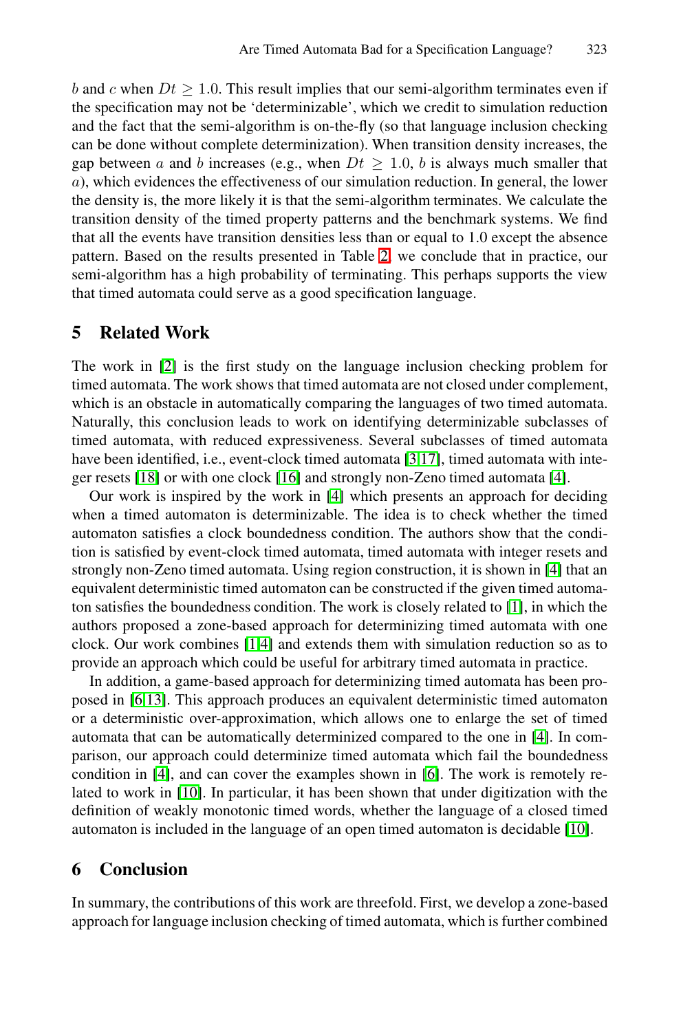$b$ and $c$ when $Dt \geq 1.0$. This result implies that our semi-algorithm terminates even if the specification may not be 'determinizable', which we credit to simulation reduction and the fact that the semi-algorithm is on-the-fly (so that language inclusion checking can be done without complete determinization). When transition density increases, the gap between $a$ and $b$ increases (e.g., when $Dt \geq 1.0$, $b$ is always much smaller that $a$), which evidences the effectiveness of our simulation reduction. In general, the lower the density is, the more likely it is that the semi-algorithm terminates. We calculate the transition density of the timed property patterns and the benchmark systems. We find that all the events have transition densities less than or equal to 1.0 except the absence pattern. Based on the results presented in Table 2, we conclude that in practice, our semi-algorithm has a high probability of terminating. This perhaps supports the view that timed automata could serve as a good specification language.

## 5 Related Work

The work in [2] is the first study on the language inclusion checking problem for timed automata. The work shows that timed automata are not closed under complement, which is an obstacle in automatically comparing the languages of two timed automata. Naturally, this conclusion leads to work on identifying determinizable subclasses of timed automata, with reduced expressiveness. Several subclasses of timed automata have been identified, i.e., event-clock timed automata [3,17], timed automata with integer resets [18] or with one clock [16] and strongly non-Zeno timed automata [4].

Our work is inspired by the work in [4] which presents an approach for deciding when a timed automaton is determinizable. The idea is to check whether the timed automaton satisfies a clock boundedness condition. The authors show that the condition is satisfied by event-clock timed automata, timed automata with integer resets and strongly non-Zeno timed automata. Using region construction, it is shown in [4] that an equivalent deterministic timed automaton can be constructed if the given timed automaton satisfies the boundedness condition. The work is closely related to [1], in which the authors proposed a zone-based approach for determinizing timed automata with one clock. Our work combines [1,4] and extends them with simulation reduction so as to provide an approach which could be useful for arbitrary timed automata in practice.

In addition, a game-based approach for determinizing timed automata has been proposed in [6,13]. This approach produces an equivalent deterministic timed automaton or a deterministic over-approximation, which allows one to enlarge the set of timed automata that can be automatically determinized compared to the one in [4]. In comparison, our approach could determinize timed automata which fail the boundedness condition in [4], and can cover the examples shown in [6]. The work is remotely related to work in [10]. In particular, it has been shown that under digitization with the definition of weakly monotonic timed words, whether the language of a closed timed automaton is included in the language of an open timed automaton is decidable [10].

## 6 Conclusion

In summary, the contributions of this work are threefold. First, we develop a zone-based approach for language inclusion checking of timed automata, which is further combined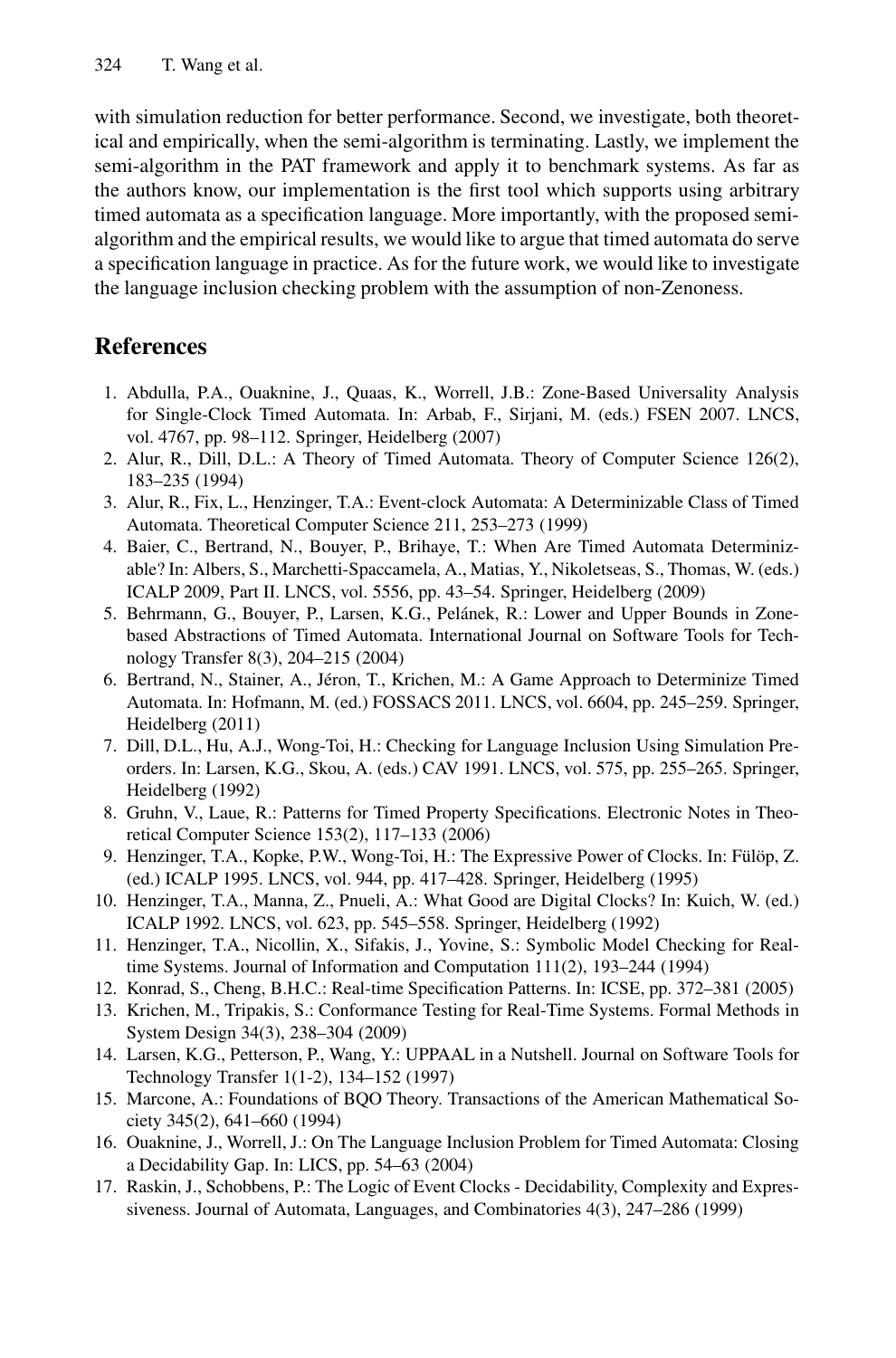with simulation reduction for better performance. Second, we investigate, both theoretical and empirically, when the semi-algorithm is terminating. Lastly, we implement the semi-algorithm in the PAT framework and apply it to benchmark systems. As far as the authors know, our implementation is the first tool which supports using arbitrary timed automata as a specification language. More importantly, with the proposed semi-algorithm and the empirical results, we would like to argue that timed automata do serve a specification language in practice. As for the future work, we would like to investigate the language inclusion checking problem with the assumption of non-Zenoness.

## References

1. Abdulla, P.A., Ouaknine, J., Quaas, K., Worrell, J.B.: Zone-Based Universality Analysis for Single-Clock Timed Automata. In: Arbab, F., Sirjani, M. (eds.) FSEN 2007. LNCS, vol. 4767, pp. 98–112. Springer, Heidelberg (2007)
2. Alur, R., Dill, D.L.: A Theory of Timed Automata. Theory of Computer Science 126(2), 183–235 (1994)
3. Alur, R., Fix, L., Henzinger, T.A.: Event-clock Automata: A Determinizable Class of Timed Automata. Theoretical Computer Science 211, 253–273 (1999)
4. Baier, C., Bertrand, N., Bouyer, P., Brihaye, T.: When Are Timed Automata Determinizable? In: Albers, S., Marchetti-Spaccamela, A., Matias, Y., Nikoletseas, S., Thomas, W. (eds.) ICALP 2009, Part II. LNCS, vol. 5556, pp. 43–54. Springer, Heidelberg (2009)
5. Behrmann, G., Bouyer, P., Larsen, K.G., Pelánek, R.: Lower and Upper Bounds in Zone-based Abstractions of Timed Automata. International Journal on Software Tools for Technology Transfer 8(3), 204–215 (2004)
6. Bertrand, N., Stainer, A., Jéron, T., Krichen, M.: A Game Approach to Determinize Timed Automata. In: Hofmann, M. (ed.) FOSSACS 2011. LNCS, vol. 6604, pp. 245–259. Springer, Heidelberg (2011)
7. Dill, D.L., Hu, A.J., Wong-Toi, H.: Checking for Language Inclusion Using Simulation Preorders. In: Larsen, K.G., Skou, A. (eds.) CAV 1991. LNCS, vol. 575, pp. 255–265. Springer, Heidelberg (1992)
8. Gruhn, V., Laue, R.: Patterns for Timed Property Specifications. Electronic Notes in Theoretical Computer Science 153(2), 117–133 (2006)
9. Henzinger, T.A., Kopke, P.W., Wong-Toi, H.: The Expressive Power of Clocks. In: Fülöp, Z. (ed.) ICALP 1995. LNCS, vol. 944, pp. 417–428. Springer, Heidelberg (1995)
10. Henzinger, T.A., Manna, Z., Pnueli, A.: What Good are Digital Clocks? In: Kuich, W. (ed.) ICALP 1992. LNCS, vol. 623, pp. 545–558. Springer, Heidelberg (1992)
11. Henzinger, T.A., Nicollin, X., Sifakis, J., Yovine, S.: Symbolic Model Checking for Real-time Systems. Journal of Information and Computation 111(2), 193–244 (1994)
12. Konrad, S., Cheng, B.H.C.: Real-time Specification Patterns. In: ICSE, pp. 372–381 (2005)
13. Krichen, M., Tripakis, S.: Conformance Testing for Real-Time Systems. Formal Methods in System Design 34(3), 238–304 (2009)
14. Larsen, K.G., Petterson, P., Wang, Y.: UPPAAL in a Nutshell. Journal on Software Tools for Technology Transfer 1(1-2), 134–152 (1997)
15. Marcone, A.: Foundations of BQO Theory. Transactions of the American Mathematical Society 345(2), 641–660 (1994)
16. Ouaknine, J., Worrell, J.: On The Language Inclusion Problem for Timed Automata: Closing a Decidability Gap. In: LICS, pp. 54–63 (2004)
17. Raskin, J., Schobbens, P.: The Logic of Event Clocks - Decidability, Complexity and Expressiveness. Journal of Automata, Languages, and Combinatories 4(3), 247–286 (1999)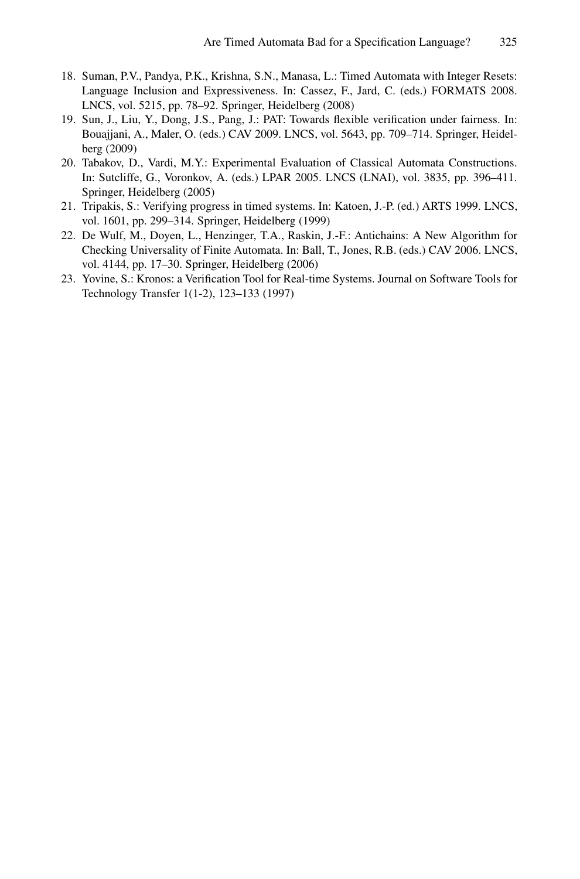18. Suman, P.V., Pandya, P.K., Krishna, S.N., Manasa, L.: Timed Automata with Integer Resets: Language Inclusion and Expressiveness. In: Cassez, F., Jard, C. (eds.) FORMATS 2008. LNCS, vol. 5215, pp. 78–92. Springer, Heidelberg (2008)
19. Sun, J., Liu, Y., Dong, J.S., Pang, J.: PAT: Towards flexible verification under fairness. In: Bouajjani, A., Maler, O. (eds.) CAV 2009. LNCS, vol. 5643, pp. 709–714. Springer, Heidelberg (2009)
20. Tabakov, D., Vardi, M.Y.: Experimental Evaluation of Classical Automata Constructions. In: Sutcliffe, G., Voronkov, A. (eds.) LPAR 2005. LNCS (LNAI), vol. 3835, pp. 396–411. Springer, Heidelberg (2005)
21. Tripakis, S.: Verifying progress in timed systems. In: Katoen, J.-P. (ed.) ARTS 1999. LNCS, vol. 1601, pp. 299–314. Springer, Heidelberg (1999)
22. De Wulf, M., Doyen, L., Henzinger, T.A., Raskin, J.-F.: Antichains: A New Algorithm for Checking Universality of Finite Automata. In: Ball, T., Jones, R.B. (eds.) CAV 2006. LNCS, vol. 4144, pp. 17–30. Springer, Heidelberg (2006)
23. Yovine, S.: Kronos: a Verification Tool for Real-time Systems. Journal on Software Tools for Technology Transfer 1(1-2), 123–133 (1997)